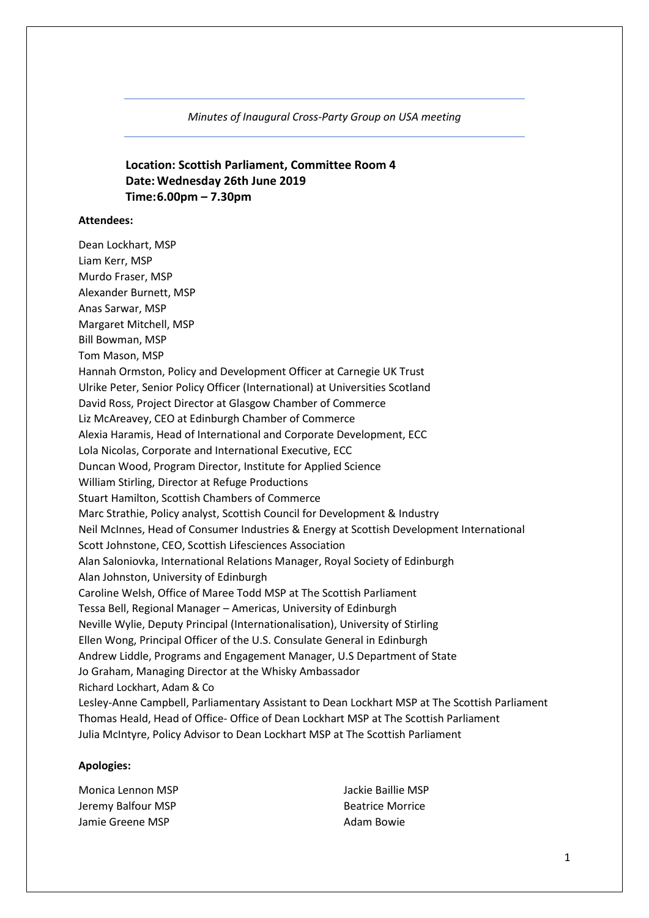*Minutes of Inaugural Cross-Party Group on USA meeting*

**Location: Scottish Parliament, Committee Room 4**
**Date: Wednesday 26th June 2019**
**Time: 6.00pm – 7.30pm**

**Attendees:**

Dean Lockhart, MSP
Liam Kerr, MSP
Murdo Fraser, MSP
Alexander Burnett, MSP
Anas Sarwar, MSP
Margaret Mitchell, MSP
Bill Bowman, MSP
Tom Mason, MSP
Hannah Ormston, Policy and Development Officer at Carnegie UK Trust
Ulrike Peter, Senior Policy Officer (International) at Universities Scotland
David Ross, Project Director at Glasgow Chamber of Commerce
Liz McAreavey, CEO at Edinburgh Chamber of Commerce
Alexia Haramis, Head of International and Corporate Development, ECC
Lola Nicolas, Corporate and International Executive, ECC
Duncan Wood, Program Director, Institute for Applied Science
William Stirling, Director at Refuge Productions
Stuart Hamilton, Scottish Chambers of Commerce
Marc Strathie, Policy analyst, Scottish Council for Development & Industry
Neil McInnes, Head of Consumer Industries & Energy at Scottish Development International
Scott Johnstone, CEO, Scottish Lifesciences Association
Alan Saloniovka, International Relations Manager, Royal Society of Edinburgh
Alan Johnston, University of Edinburgh
Caroline Welsh, Office of Maree Todd MSP at The Scottish Parliament
Tessa Bell, Regional Manager – Americas, University of Edinburgh
Neville Wylie, Deputy Principal (Internationalisation), University of Stirling
Ellen Wong, Principal Officer of the U.S. Consulate General in Edinburgh
Andrew Liddle, Programs and Engagement Manager, U.S Department of State
Jo Graham, Managing Director at the Whisky Ambassador
Richard Lockhart, Adam & Co
Lesley-Anne Campbell, Parliamentary Assistant to Dean Lockhart MSP at The Scottish Parliament
Thomas Heald, Head of Office- Office of Dean Lockhart MSP at The Scottish Parliament
Julia McIntyre, Policy Advisor to Dean Lockhart MSP at The Scottish Parliament

**Apologies:**

Monica Lennon MSP
Jeremy Balfour MSP
Jamie Greene MSP
Jackie Baillie MSP
Beatrice Morrice
Adam Bowie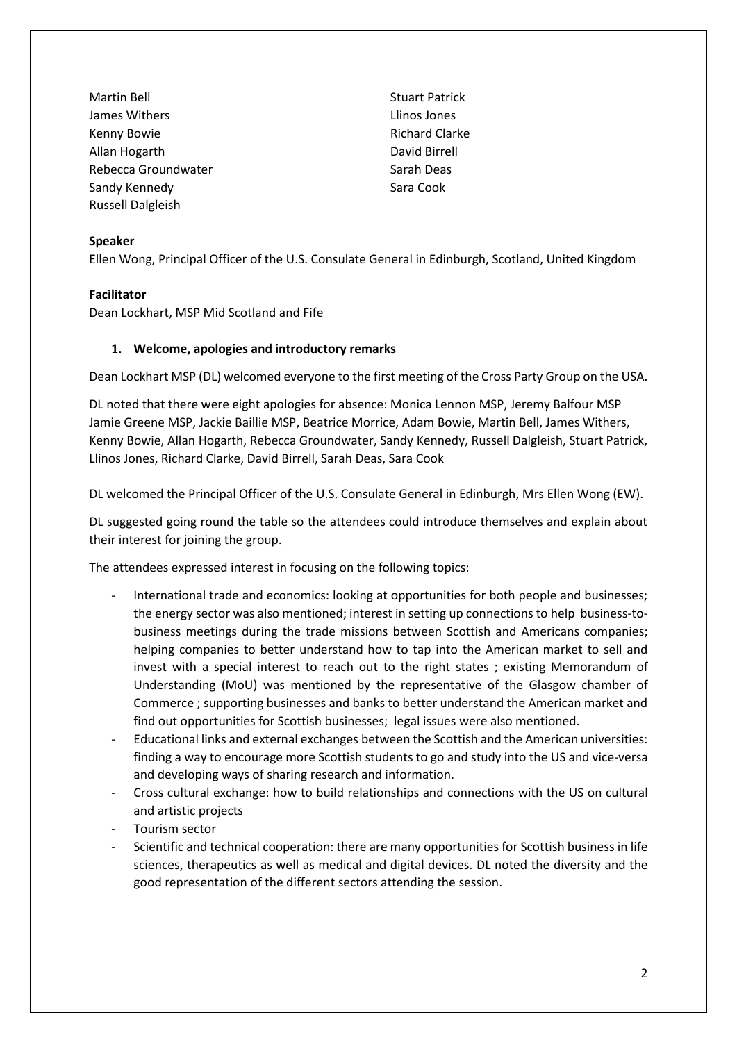Martin Bell
James Withers
Kenny Bowie
Allan Hogarth
Rebecca Groundwater
Sandy Kennedy
Russell Dalgleish
Stuart Patrick
Llinos Jones
Richard Clarke
David Birrell
Sarah Deas
Sara Cook

**Speaker**

Ellen Wong, Principal Officer of the U.S. Consulate General in Edinburgh, Scotland, United Kingdom

**Facilitator**

Dean Lockhart, MSP Mid Scotland and Fife

1. **Welcome, apologies and introductory remarks**

Dean Lockhart MSP (DL) welcomed everyone to the first meeting of the Cross Party Group on the USA.

DL noted that there were eight apologies for absence: Monica Lennon MSP, Jeremy Balfour MSP Jamie Greene MSP, Jackie Baillie MSP, Beatrice Morrice, Adam Bowie, Martin Bell, James Withers, Kenny Bowie, Allan Hogarth, Rebecca Groundwater, Sandy Kennedy, Russell Dalgleish, Stuart Patrick, Llinos Jones, Richard Clarke, David Birrell, Sarah Deas, Sara Cook

DL welcomed the Principal Officer of the U.S. Consulate General in Edinburgh, Mrs Ellen Wong (EW).

DL suggested going round the table so the attendees could introduce themselves and explain about their interest for joining the group.

The attendees expressed interest in focusing on the following topics:

- International trade and economics: looking at opportunities for both people and businesses; the energy sector was also mentioned; interest in setting up connections to help business-to-business meetings during the trade missions between Scottish and Americans companies; helping companies to better understand how to tap into the American market to sell and invest with a special interest to reach out to the right states ; existing Memorandum of Understanding (MoU) was mentioned by the representative of the Glasgow chamber of Commerce ; supporting businesses and banks to better understand the American market and find out opportunities for Scottish businesses; legal issues were also mentioned.
- Educational links and external exchanges between the Scottish and the American universities: finding a way to encourage more Scottish students to go and study into the US and vice-versa and developing ways of sharing research and information.
- Cross cultural exchange: how to build relationships and connections with the US on cultural and artistic projects
- Tourism sector
- Scientific and technical cooperation: there are many opportunities for Scottish business in life sciences, therapeutics as well as medical and digital devices. DL noted the diversity and the good representation of the different sectors attending the session.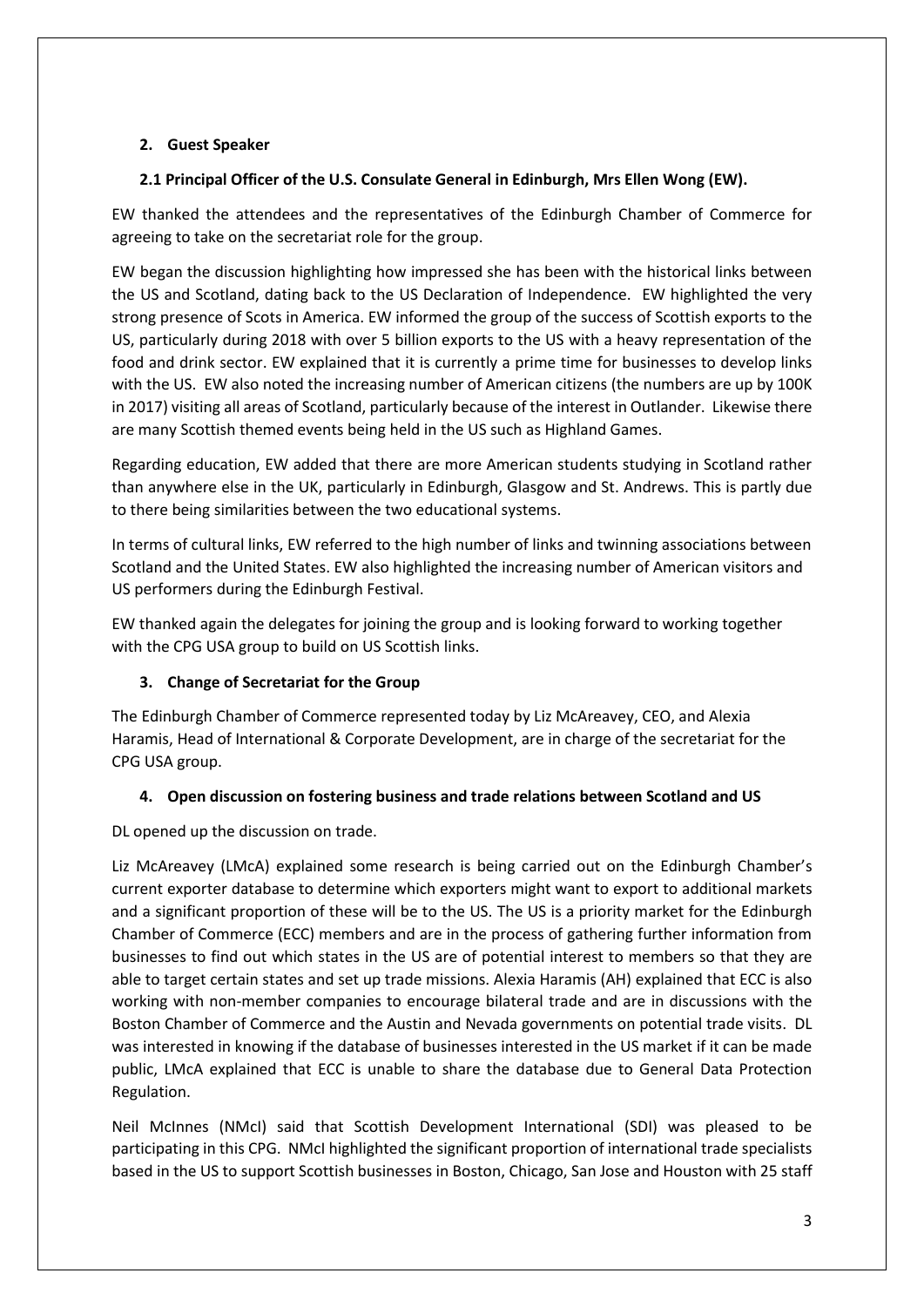## 2. Guest Speaker

### 2.1 Principal Officer of the U.S. Consulate General in Edinburgh, Mrs Ellen Wong (EW).

EW thanked the attendees and the representatives of the Edinburgh Chamber of Commerce for agreeing to take on the secretariat role for the group.

EW began the discussion highlighting how impressed she has been with the historical links between the US and Scotland, dating back to the US Declaration of Independence. EW highlighted the very strong presence of Scots in America. EW informed the group of the success of Scottish exports to the US, particularly during 2018 with over 5 billion exports to the US with a heavy representation of the food and drink sector. EW explained that it is currently a prime time for businesses to develop links with the US. EW also noted the increasing number of American citizens (the numbers are up by 100K in 2017) visiting all areas of Scotland, particularly because of the interest in Outlander. Likewise there are many Scottish themed events being held in the US such as Highland Games.

Regarding education, EW added that there are more American students studying in Scotland rather than anywhere else in the UK, particularly in Edinburgh, Glasgow and St. Andrews. This is partly due to there being similarities between the two educational systems.

In terms of cultural links, EW referred to the high number of links and twinning associations between Scotland and the United States. EW also highlighted the increasing number of American visitors and US performers during the Edinburgh Festival.

EW thanked again the delegates for joining the group and is looking forward to working together with the CPG USA group to build on US Scottish links.

## 3. Change of Secretariat for the Group

The Edinburgh Chamber of Commerce represented today by Liz McAreavey, CEO, and Alexia Haramis, Head of International & Corporate Development, are in charge of the secretariat for the CPG USA group.

## 4. Open discussion on fostering business and trade relations between Scotland and US

DL opened up the discussion on trade.

Liz McAreavey (LMcA) explained some research is being carried out on the Edinburgh Chamber's current exporter database to determine which exporters might want to export to additional markets and a significant proportion of these will be to the US. The US is a priority market for the Edinburgh Chamber of Commerce (ECC) members and are in the process of gathering further information from businesses to find out which states in the US are of potential interest to members so that they are able to target certain states and set up trade missions. Alexia Haramis (AH) explained that ECC is also working with non-member companies to encourage bilateral trade and are in discussions with the Boston Chamber of Commerce and the Austin and Nevada governments on potential trade visits. DL was interested in knowing if the database of businesses interested in the US market if it can be made public, LMcA explained that ECC is unable to share the database due to General Data Protection Regulation.

Neil McInnes (NMcI) said that Scottish Development International (SDI) was pleased to be participating in this CPG. NMcI highlighted the significant proportion of international trade specialists based in the US to support Scottish businesses in Boston, Chicago, San Jose and Houston with 25 staff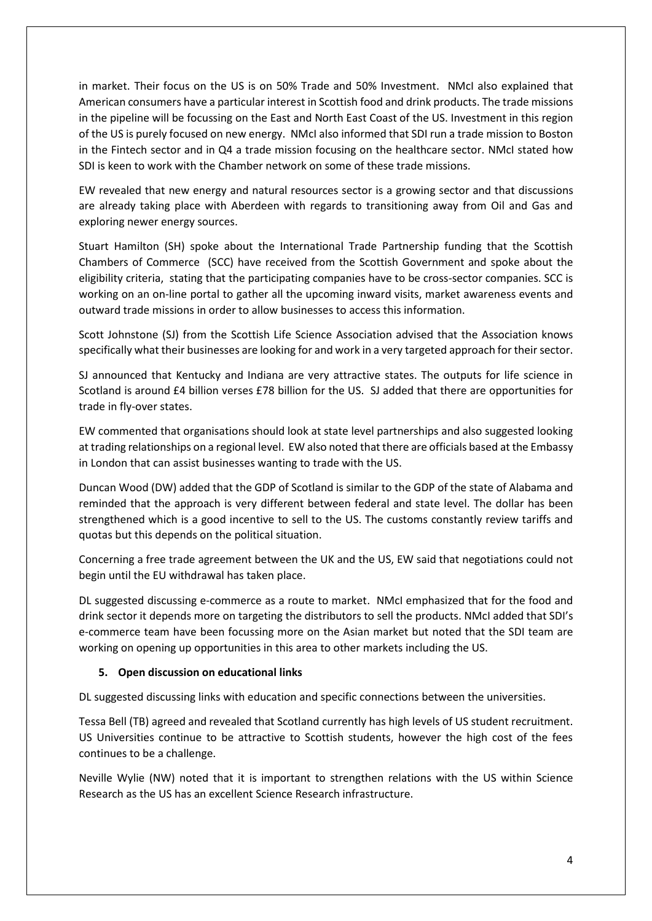in market. Their focus on the US is on 50% Trade and 50% Investment. NMcI also explained that American consumers have a particular interest in Scottish food and drink products. The trade missions in the pipeline will be focussing on the East and North East Coast of the US. Investment in this region of the US is purely focused on new energy. NMcI also informed that SDI run a trade mission to Boston in the Fintech sector and in Q4 a trade mission focusing on the healthcare sector. NMcI stated how SDI is keen to work with the Chamber network on some of these trade missions.

EW revealed that new energy and natural resources sector is a growing sector and that discussions are already taking place with Aberdeen with regards to transitioning away from Oil and Gas and exploring newer energy sources.

Stuart Hamilton (SH) spoke about the International Trade Partnership funding that the Scottish Chambers of Commerce (SCC) have received from the Scottish Government and spoke about the eligibility criteria, stating that the participating companies have to be cross-sector companies. SCC is working on an on-line portal to gather all the upcoming inward visits, market awareness events and outward trade missions in order to allow businesses to access this information.

Scott Johnstone (SJ) from the Scottish Life Science Association advised that the Association knows specifically what their businesses are looking for and work in a very targeted approach for their sector.

SJ announced that Kentucky and Indiana are very attractive states. The outputs for life science in Scotland is around £4 billion verses £78 billion for the US. SJ added that there are opportunities for trade in fly-over states.

EW commented that organisations should look at state level partnerships and also suggested looking at trading relationships on a regional level. EW also noted that there are officials based at the Embassy in London that can assist businesses wanting to trade with the US.

Duncan Wood (DW) added that the GDP of Scotland is similar to the GDP of the state of Alabama and reminded that the approach is very different between federal and state level. The dollar has been strengthened which is a good incentive to sell to the US. The customs constantly review tariffs and quotas but this depends on the political situation.

Concerning a free trade agreement between the UK and the US, EW said that negotiations could not begin until the EU withdrawal has taken place.

DL suggested discussing e-commerce as a route to market. NMcI emphasized that for the food and drink sector it depends more on targeting the distributors to sell the products. NMcI added that SDI's e-commerce team have been focussing more on the Asian market but noted that the SDI team are working on opening up opportunities in this area to other markets including the US.

**5. Open discussion on educational links**

DL suggested discussing links with education and specific connections between the universities.

Tessa Bell (TB) agreed and revealed that Scotland currently has high levels of US student recruitment. US Universities continue to be attractive to Scottish students, however the high cost of the fees continues to be a challenge.

Neville Wylie (NW) noted that it is important to strengthen relations with the US within Science Research as the US has an excellent Science Research infrastructure.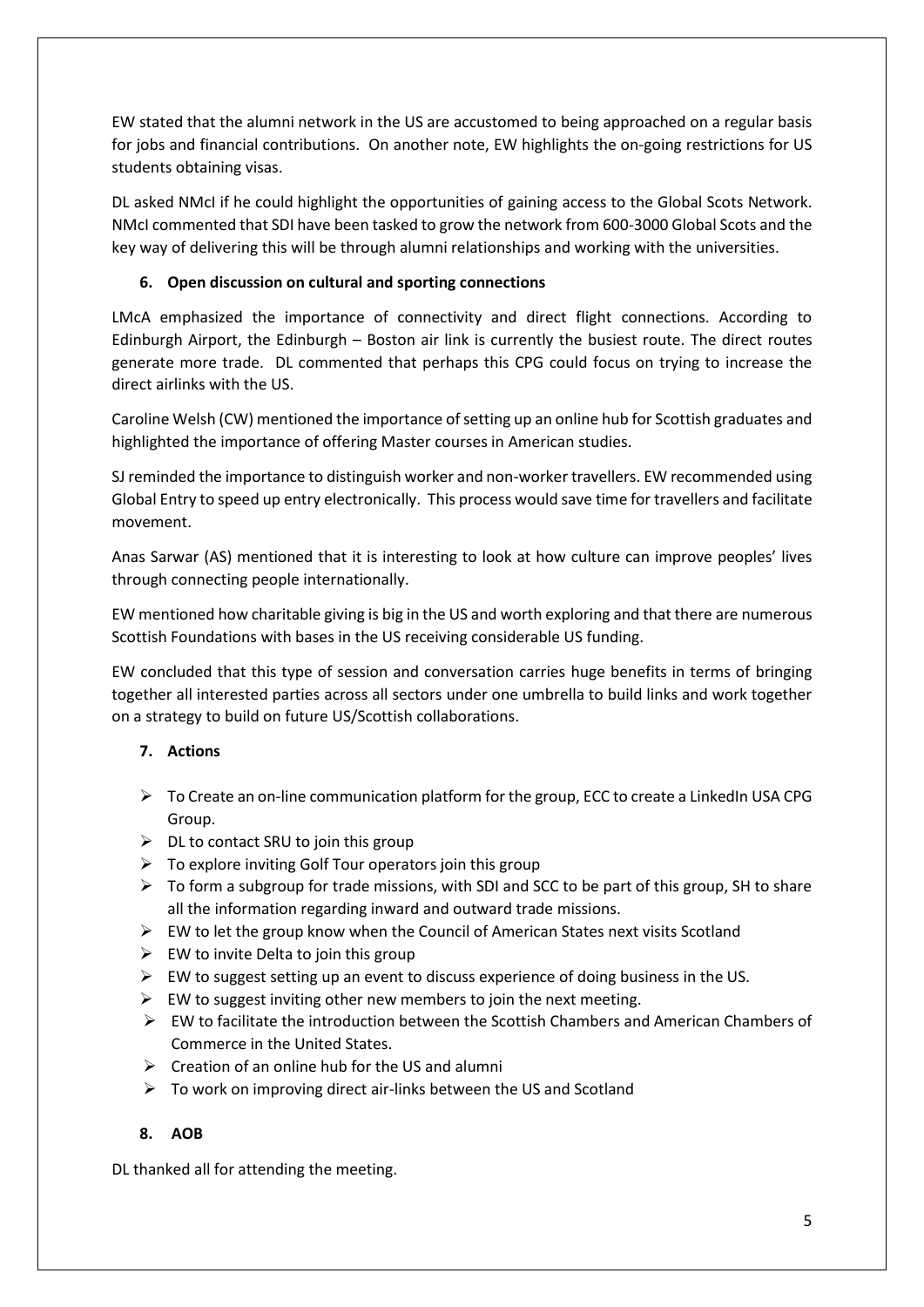EW stated that the alumni network in the US are accustomed to being approached on a regular basis for jobs and financial contributions. On another note, EW highlights the on-going restrictions for US students obtaining visas.

DL asked NMcI if he could highlight the opportunities of gaining access to the Global Scots Network. NMcI commented that SDI have been tasked to grow the network from 600-3000 Global Scots and the key way of delivering this will be through alumni relationships and working with the universities.

### 6. Open discussion on cultural and sporting connections

LMcA emphasized the importance of connectivity and direct flight connections. According to Edinburgh Airport, the Edinburgh – Boston air link is currently the busiest route. The direct routes generate more trade. DL commented that perhaps this CPG could focus on trying to increase the direct airlinks with the US.

Caroline Welsh (CW) mentioned the importance of setting up an online hub for Scottish graduates and highlighted the importance of offering Master courses in American studies.

SJ reminded the importance to distinguish worker and non-worker travellers. EW recommended using Global Entry to speed up entry electronically. This process would save time for travellers and facilitate movement.

Anas Sarwar (AS) mentioned that it is interesting to look at how culture can improve peoples' lives through connecting people internationally.

EW mentioned how charitable giving is big in the US and worth exploring and that there are numerous Scottish Foundations with bases in the US receiving considerable US funding.

EW concluded that this type of session and conversation carries huge benefits in terms of bringing together all interested parties across all sectors under one umbrella to build links and work together on a strategy to build on future US/Scottish collaborations.

### 7. Actions

- To Create an on-line communication platform for the group, ECC to create a LinkedIn USA CPG Group.
- DL to contact SRU to join this group
- To explore inviting Golf Tour operators join this group
- To form a subgroup for trade missions, with SDI and SCC to be part of this group, SH to share all the information regarding inward and outward trade missions.
- EW to let the group know when the Council of American States next visits Scotland
- EW to invite Delta to join this group
- EW to suggest setting up an event to discuss experience of doing business in the US.
- EW to suggest inviting other new members to join the next meeting.
- EW to facilitate the introduction between the Scottish Chambers and American Chambers of Commerce in the United States.
- Creation of an online hub for the US and alumni
- To work on improving direct air-links between the US and Scotland

### 8. AOB

DL thanked all for attending the meeting.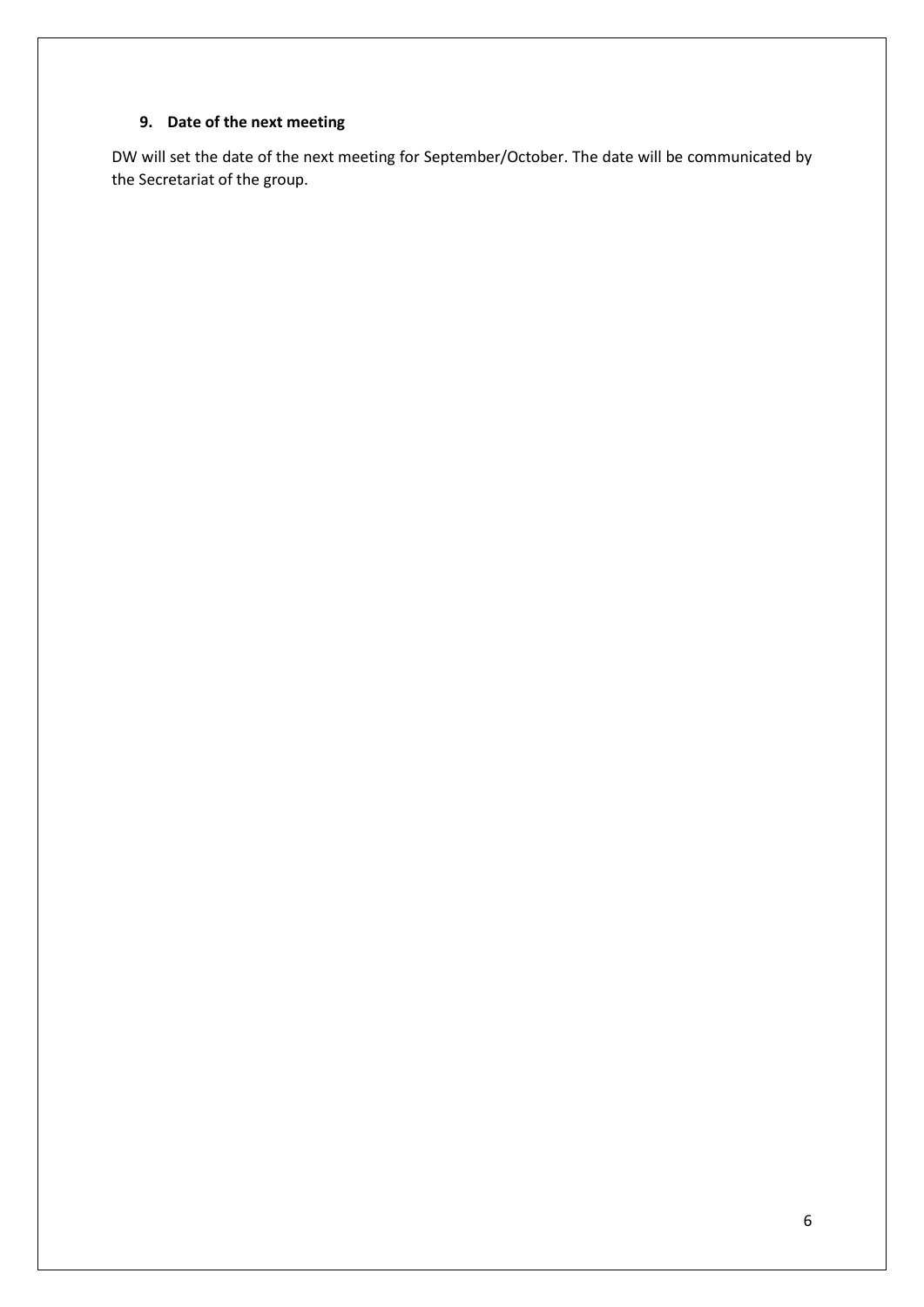### 9. Date of the next meeting

DW will set the date of the next meeting for September/October. The date will be communicated by the Secretariat of the group.